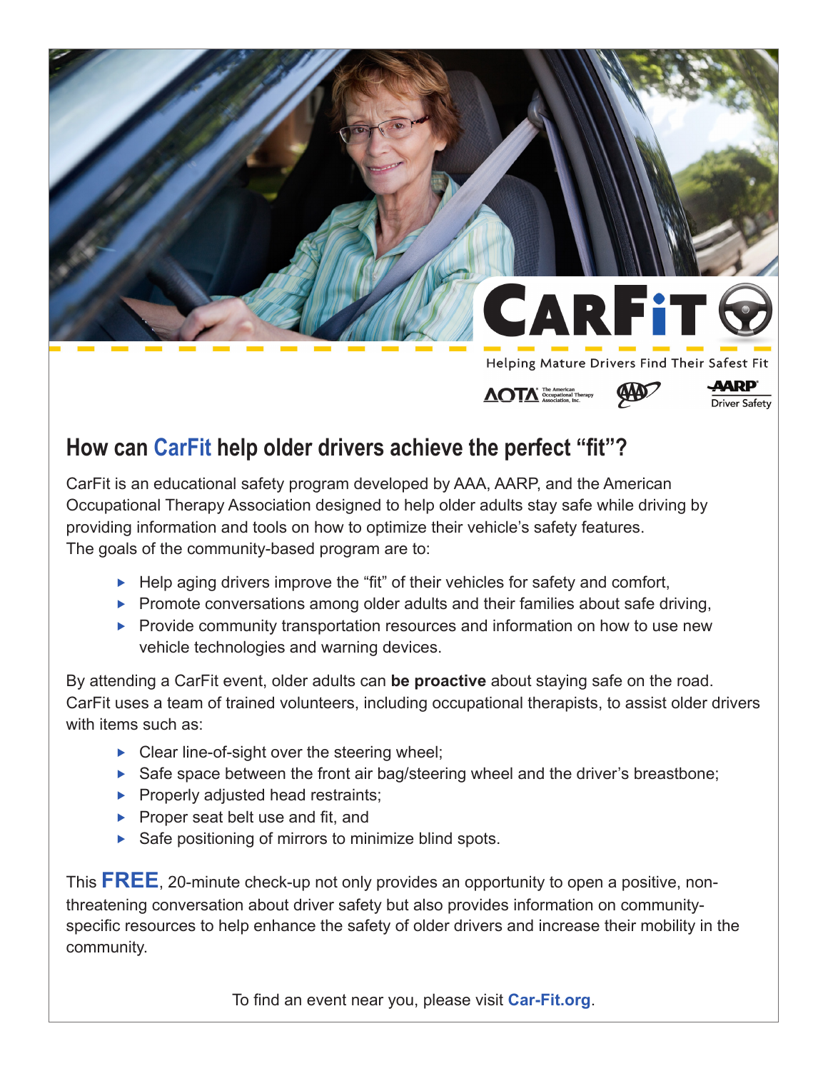# CarFit

Helping Mature Drivers Find Their Safest Fit

AOTA The American Occupational Therapy Association, Inc. | AAA | AARP Driver Safety

## How can CarFit help older drivers achieve the perfect “fit”?

CarFit is an educational safety program developed by AAA, AARP, and the American Occupational Therapy Association designed to help older adults stay safe while driving by providing information and tools on how to optimize their vehicle’s safety features.
The goals of the community-based program are to:

- Help aging drivers improve the “fit” of their vehicles for safety and comfort,
- Promote conversations among older adults and their families about safe driving,
- Provide community transportation resources and information on how to use new vehicle technologies and warning devices.

By attending a CarFit event, older adults can **be proactive** about staying safe on the road. CarFit uses a team of trained volunteers, including occupational therapists, to assist older drivers with items such as:

- Clear line-of-sight over the steering wheel;
- Safe space between the front air bag/steering wheel and the driver’s breastbone;
- Properly adjusted head restraints;
- Proper seat belt use and fit, and
- Safe positioning of mirrors to minimize blind spots.

This **FREE**, 20-minute check-up not only provides an opportunity to open a positive, non-threatening conversation about driver safety but also provides information on community-specific resources to help enhance the safety of older drivers and increase their mobility in the community.

To find an event near you, please visit **Car-Fit.org**.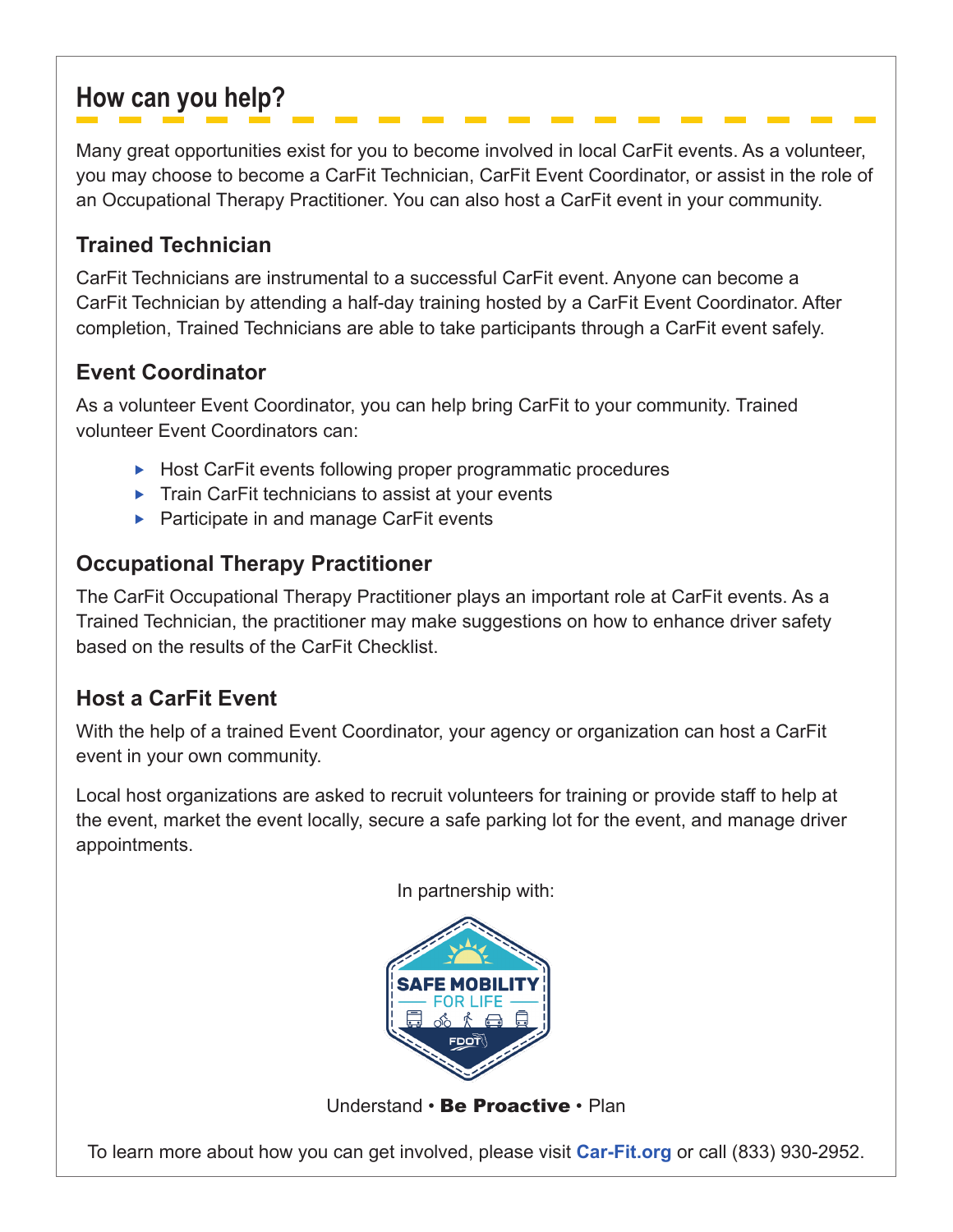## How can you help?

Many great opportunities exist for you to become involved in local CarFit events. As a volunteer, you may choose to become a CarFit Technician, CarFit Event Coordinator, or assist in the role of an Occupational Therapy Practitioner. You can also host a CarFit event in your community.

### Trained Technician

CarFit Technicians are instrumental to a successful CarFit event. Anyone can become a CarFit Technician by attending a half-day training hosted by a CarFit Event Coordinator. After completion, Trained Technicians are able to take participants through a CarFit event safely.

### Event Coordinator

As a volunteer Event Coordinator, you can help bring CarFit to your community. Trained volunteer Event Coordinators can:

- Host CarFit events following proper programmatic procedures
- Train CarFit technicians to assist at your events
- Participate in and manage CarFit events

### Occupational Therapy Practitioner

The CarFit Occupational Therapy Practitioner plays an important role at CarFit events. As a Trained Technician, the practitioner may make suggestions on how to enhance driver safety based on the results of the CarFit Checklist.

### Host a CarFit Event

With the help of a trained Event Coordinator, your agency or organization can host a CarFit event in your own community.

Local host organizations are asked to recruit volunteers for training or provide staff to help at the event, market the event locally, secure a safe parking lot for the event, and manage driver appointments.

In partnership with:

SAFE MOBILITY FOR LIFE

FDOT

Understand • **Be Proactive** • Plan

To learn more about how you can get involved, please visit **Car-Fit.org** or call (833) 930-2952.